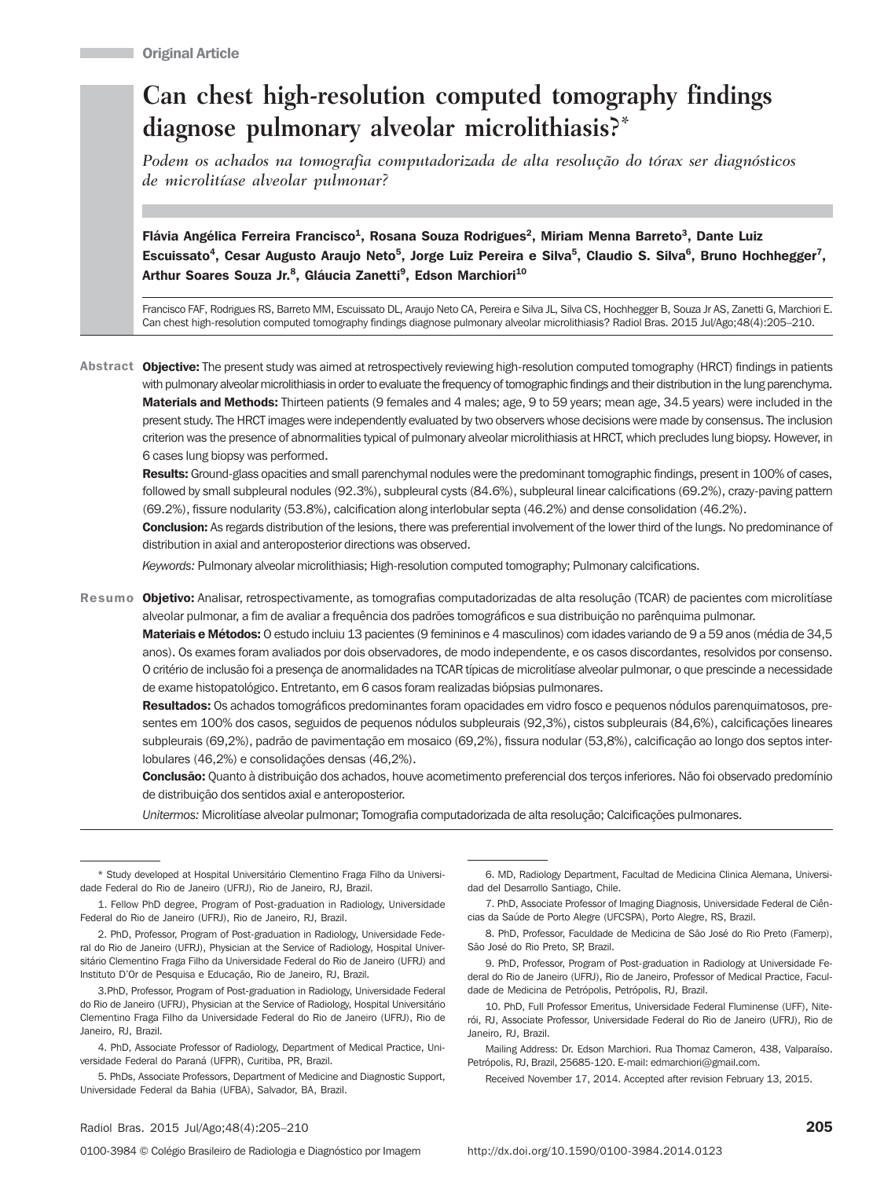Original Article

# Can chest high-resolution computed tomography findings diagnose pulmonary alveolar microlithiasis?*

*Podem os achados na tomografia computadorizada de alta resolução do tórax ser diagnósticos de microlitíase alveolar pulmonar?*

**Flávia Angélica Ferreira Francisco[1], Rosana Souza Rodrigues[2], Miriam Menna Barreto[3], Dante Luiz Escuissato[4], Cesar Augusto Araujo Neto[5], Jorge Luiz Pereira e Silva[5], Claudio S. Silva[6], Bruno Hochhegger[7], Arthur Soares Souza Jr.[8], Gláucia Zanetti[9], Edson Marchiori[10]**

Francisco FAF, Rodrigues RS, Barreto MM, Escuissato DL, Araujo Neto CA, Pereira e Silva JL, Silva CS, Hochhegger B, Souza Jr AS, Zanetti G, Marchiori E. Can chest high-resolution computed tomography findings diagnose pulmonary alveolar microlithiasis? Radiol Bras. 2015 Jul/Ago;48(4):205–210.

**Abstract**

**Objective:** The present study was aimed at retrospectively reviewing high-resolution computed tomography (HRCT) findings in patients with pulmonary alveolar microlithiasis in order to evaluate the frequency of tomographic findings and their distribution in the lung parenchyma.

**Materials and Methods:** Thirteen patients (9 females and 4 males; age, 9 to 59 years; mean age, 34.5 years) were included in the present study. The HRCT images were independently evaluated by two observers whose decisions were made by consensus. The inclusion criterion was the presence of abnormalities typical of pulmonary alveolar microlithiasis at HRCT, which precludes lung biopsy. However, in 6 cases lung biopsy was performed.

**Results:** Ground-glass opacities and small parenchymal nodules were the predominant tomographic findings, present in 100% of cases, followed by small subpleural nodules (92.3%), subpleural cysts (84.6%), subpleural linear calcifications (69.2%), crazy-paving pattern (69.2%), fissure nodularity (53.8%), calcification along interlobular septa (46.2%) and dense consolidation (46.2%).

**Conclusion:** As regards distribution of the lesions, there was preferential involvement of the lower third of the lungs. No predominance of distribution in axial and anteroposterior directions was observed.

*Keywords:* Pulmonary alveolar microlithiasis; High-resolution computed tomography; Pulmonary calcifications.

**Resumo**

**Objetivo:** Analisar, retrospectivamente, as tomografias computadorizadas de alta resolução (TCAR) de pacientes com microlitíase alveolar pulmonar, a fim de avaliar a frequência dos padrões tomográficos e sua distribuição no parênquima pulmonar.

**Materiais e Métodos:** O estudo incluiu 13 pacientes (9 femininos e 4 masculinos) com idades variando de 9 a 59 anos (média de 34,5 anos). Os exames foram avaliados por dois observadores, de modo independente, e os casos discordantes, resolvidos por consenso. O critério de inclusão foi a presença de anormalidades na TCAR típicas de microlitíase alveolar pulmonar, o que prescinde a necessidade de exame histopatológico. Entretanto, em 6 casos foram realizadas biópsias pulmonares.

**Resultados:** Os achados tomográficos predominantes foram opacidades em vidro fosco e pequenos nódulos parenquimatosos, presentes em 100% dos casos, seguidos de pequenos nódulos subpleurais (92,3%), cistos subpleurais (84,6%), calcificações lineares subpleurais (69,2%), padrão de pavimentação em mosaico (69,2%), fissura nodular (53,8%), calcificação ao longo dos septos interlobulares (46,2%) e consolidações densas (46,2%).

**Conclusão:** Quanto à distribuição dos achados, houve acometimento preferencial dos terços inferiores. Não foi observado predomínio de distribuição dos sentidos axial e anteroposterior.

*Unitermos:* Microlitíase alveolar pulmonar; Tomografia computadorizada de alta resolução; Calcificações pulmonares.

---

\* Study developed at Hospital Universitário Clementino Fraga Filho da Universidade Federal do Rio de Janeiro (UFRJ), Rio de Janeiro, RJ, Brazil.

1. Fellow PhD degree, Program of Post-graduation in Radiology, Universidade Federal do Rio de Janeiro (UFRJ), Rio de Janeiro, RJ, Brazil.

2. PhD, Professor, Program of Post-graduation in Radiology, Universidade Federal do Rio de Janeiro (UFRJ), Physician at the Service of Radiology, Hospital Universitário Clementino Fraga Filho da Universidade Federal do Rio de Janeiro (UFRJ) and Instituto D'Or de Pesquisa e Educação, Rio de Janeiro, RJ, Brazil.

3.PhD, Professor, Program of Post-graduation in Radiology, Universidade Federal do Rio de Janeiro (UFRJ), Physician at the Service of Radiology, Hospital Universitário Clementino Fraga Filho da Universidade Federal do Rio de Janeiro (UFRJ), Rio de Janeiro, RJ, Brazil.

4. PhD, Associate Professor of Radiology, Department of Medical Practice, Universidade Federal do Paraná (UFPR), Curitiba, PR, Brazil.

5. PhDs, Associate Professors, Department of Medicine and Diagnostic Support, Universidade Federal da Bahia (UFBA), Salvador, BA, Brazil.

6. MD, Radiology Department, Facultad de Medicina Clinica Alemana, Universidad del Desarrollo Santiago, Chile.

7. PhD, Associate Professor of Imaging Diagnosis, Universidade Federal de Ciências da Saúde de Porto Alegre (UFCSPA), Porto Alegre, RS, Brazil.

8. PhD, Professor, Faculdade de Medicina de São José do Rio Preto (Famerp), São José do Rio Preto, SP, Brazil.

9. PhD, Professor, Program of Post-graduation in Radiology at Universidade Federal do Rio de Janeiro (UFRJ), Rio de Janeiro, Professor of Medical Practice, Faculdade de Medicina de Petrópolis, Petrópolis, RJ, Brazil.

10. PhD, Full Professor Emeritus, Universidade Federal Fluminense (UFF), Niterói, RJ, Associate Professor, Universidade Federal do Rio de Janeiro (UFRJ), Rio de Janeiro, RJ, Brazil.

Mailing Address: Dr. Edson Marchiori. Rua Thomaz Cameron, 438, Valparaíso. Petrópolis, RJ, Brazil, 25685-120. E-mail: edmarchiori@gmail.com.

Received November 17, 2014. Accepted after revision February 13, 2015.

0100-3984 © Colégio Brasileiro de Radiologia e Diagnóstico por Imagem http://dx.doi.org/10.1590/0100-3984.2014.0123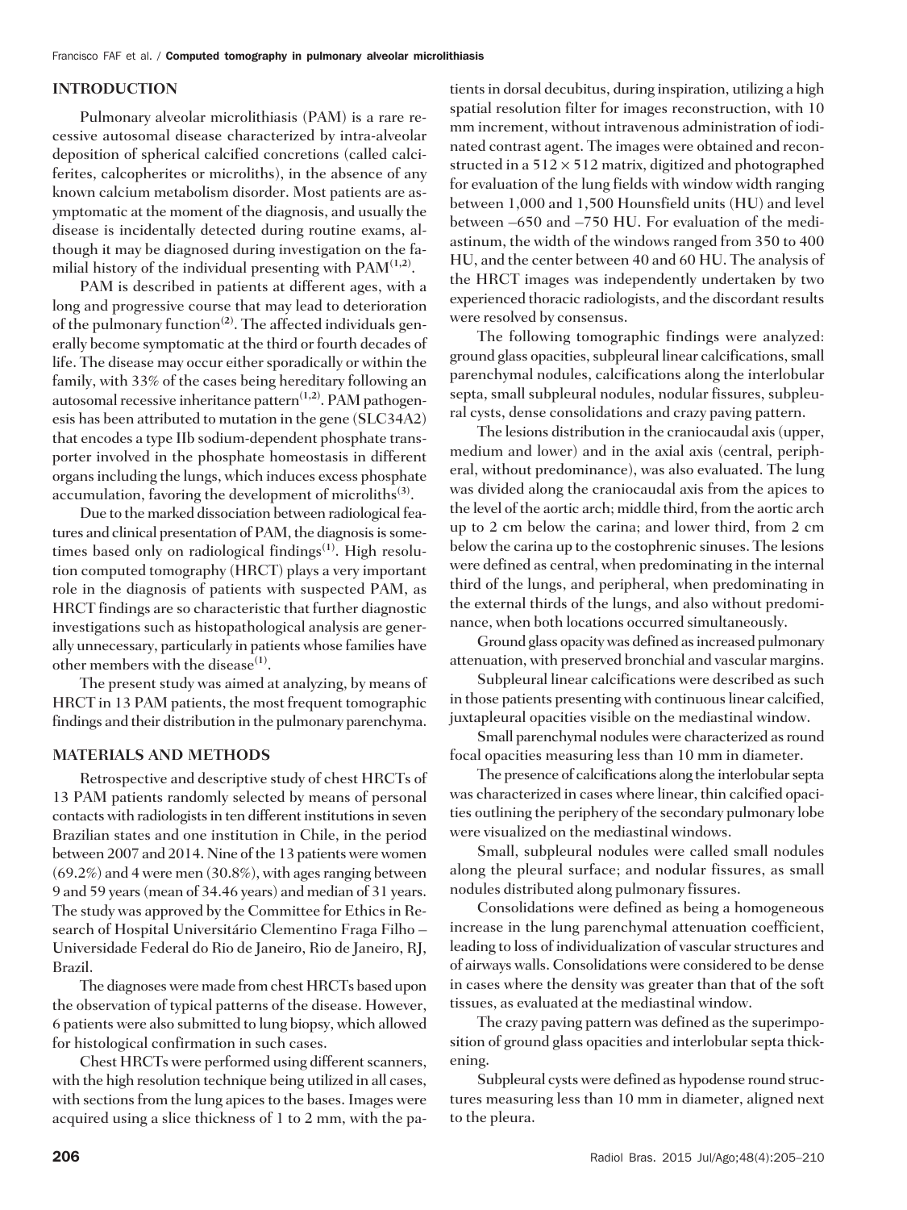## INTRODUCTION

Pulmonary alveolar microlithiasis (PAM) is a rare recessive autosomal disease characterized by intra-alveolar deposition of spherical calcified concretions (called calciferites, calcopherites or microliths), in the absence of any known calcium metabolism disorder. Most patients are asymptomatic at the moment of the diagnosis, and usually the disease is incidentally detected during routine exams, although it may be diagnosed during investigation on the familial history of the individual presenting with PAM[1,2].

PAM is described in patients at different ages, with a long and progressive course that may lead to deterioration of the pulmonary function[2]. The affected individuals generally become symptomatic at the third or fourth decades of life. The disease may occur either sporadically or within the family, with 33% of the cases being hereditary following an autosomal recessive inheritance pattern[1,2]. PAM pathogenesis has been attributed to mutation in the gene (SLC34A2) that encodes a type IIb sodium-dependent phosphate transporter involved in the phosphate homeostasis in different organs including the lungs, which induces excess phosphate accumulation, favoring the development of microliths[3].

Due to the marked dissociation between radiological features and clinical presentation of PAM, the diagnosis is sometimes based only on radiological findings[1]. High resolution computed tomography (HRCT) plays a very important role in the diagnosis of patients with suspected PAM, as HRCT findings are so characteristic that further diagnostic investigations such as histopathological analysis are generally unnecessary, particularly in patients whose families have other members with the disease[1].

The present study was aimed at analyzing, by means of HRCT in 13 PAM patients, the most frequent tomographic findings and their distribution in the pulmonary parenchyma.

## MATERIALS AND METHODS

Retrospective and descriptive study of chest HRCTs of 13 PAM patients randomly selected by means of personal contacts with radiologists in ten different institutions in seven Brazilian states and one institution in Chile, in the period between 2007 and 2014. Nine of the 13 patients were women (69.2%) and 4 were men (30.8%), with ages ranging between 9 and 59 years (mean of 34.46 years) and median of 31 years. The study was approved by the Committee for Ethics in Research of Hospital Universitário Clementino Fraga Filho – Universidade Federal do Rio de Janeiro, Rio de Janeiro, RJ, Brazil.

The diagnoses were made from chest HRCTs based upon the observation of typical patterns of the disease. However, 6 patients were also submitted to lung biopsy, which allowed for histological confirmation in such cases.

Chest HRCTs were performed using different scanners, with the high resolution technique being utilized in all cases, with sections from the lung apices to the bases. Images were acquired using a slice thickness of 1 to 2 mm, with the patients in dorsal decubitus, during inspiration, utilizing a high spatial resolution filter for images reconstruction, with 10 mm increment, without intravenous administration of iodinated contrast agent. The images were obtained and reconstructed in a $512 \times 512$ matrix, digitized and photographed for evaluation of the lung fields with window width ranging between 1,000 and 1,500 Hounsfield units (HU) and level between –650 and –750 HU. For evaluation of the mediastinum, the width of the windows ranged from 350 to 400 HU, and the center between 40 and 60 HU. The analysis of the HRCT images was independently undertaken by two experienced thoracic radiologists, and the discordant results were resolved by consensus.

The following tomographic findings were analyzed: ground glass opacities, subpleural linear calcifications, small parenchymal nodules, calcifications along the interlobular septa, small subpleural nodules, nodular fissures, subpleural cysts, dense consolidations and crazy paving pattern.

The lesions distribution in the craniocaudal axis (upper, medium and lower) and in the axial axis (central, peripheral, without predominance), was also evaluated. The lung was divided along the craniocaudal axis from the apices to the level of the aortic arch; middle third, from the aortic arch up to 2 cm below the carina; and lower third, from 2 cm below the carina up to the costophrenic sinuses. The lesions were defined as central, when predominating in the internal third of the lungs, and peripheral, when predominating in the external thirds of the lungs, and also without predominance, when both locations occurred simultaneously.

Ground glass opacity was defined as increased pulmonary attenuation, with preserved bronchial and vascular margins.

Subpleural linear calcifications were described as such in those patients presenting with continuous linear calcified, juxtapleural opacities visible on the mediastinal window.

Small parenchymal nodules were characterized as round focal opacities measuring less than 10 mm in diameter.

The presence of calcifications along the interlobular septa was characterized in cases where linear, thin calcified opacities outlining the periphery of the secondary pulmonary lobe were visualized on the mediastinal windows.

Small, subpleural nodules were called small nodules along the pleural surface; and nodular fissures, as small nodules distributed along pulmonary fissures.

Consolidations were defined as being a homogeneous increase in the lung parenchymal attenuation coefficient, leading to loss of individualization of vascular structures and of airways walls. Consolidations were considered to be dense in cases where the density was greater than that of the soft tissues, as evaluated at the mediastinal window.

The crazy paving pattern was defined as the superimposition of ground glass opacities and interlobular septa thickening.

Subpleural cysts were defined as hypodense round structures measuring less than 10 mm in diameter, aligned next to the pleura.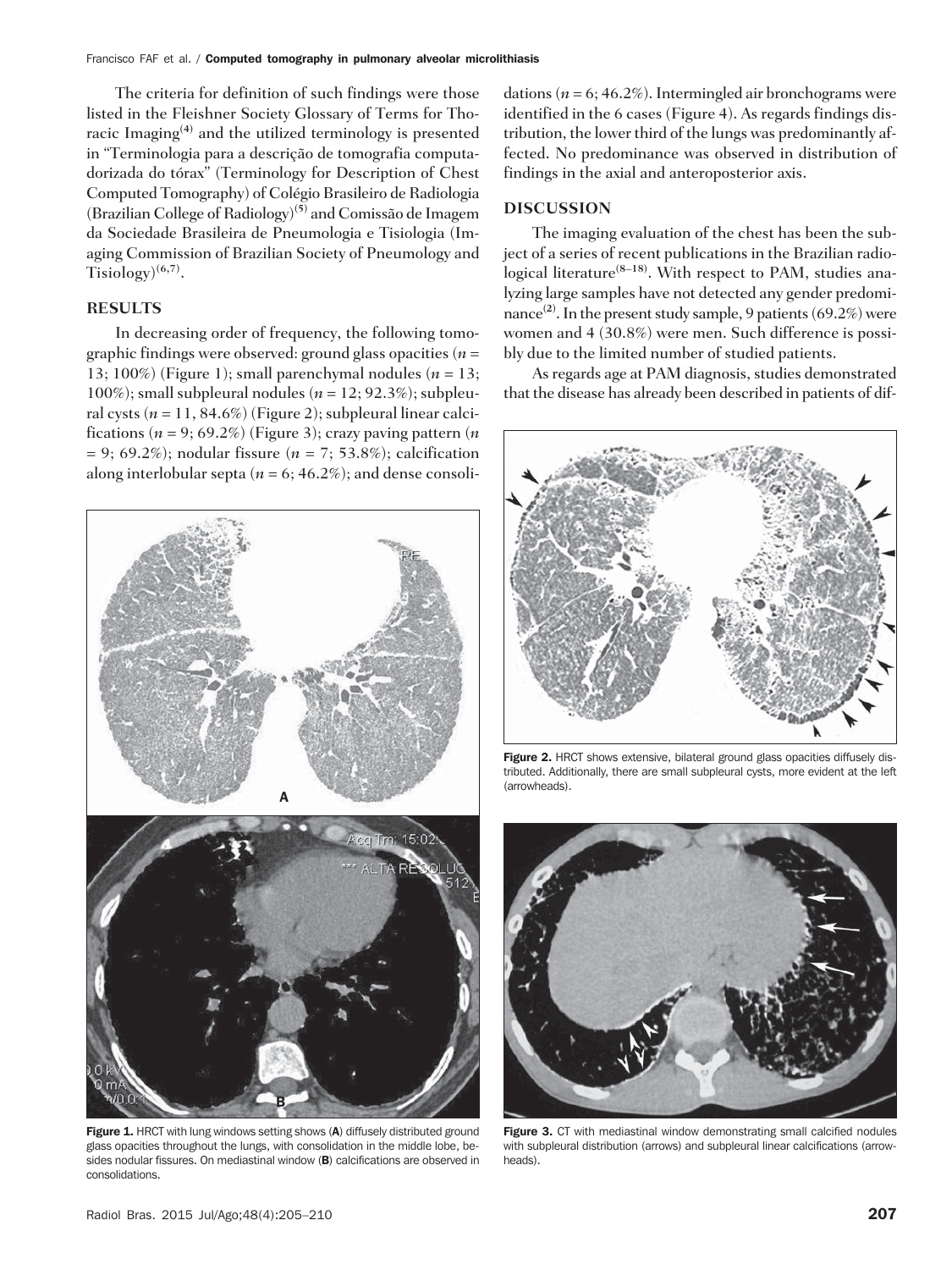The criteria for definition of such findings were those listed in the Fleishner Society Glossary of Terms for Thoracic Imaging[4] and the utilized terminology is presented in "Terminologia para a descrição de tomografia computadorizada do tórax" (Terminology for Description of Chest Computed Tomography) of Colégio Brasileiro de Radiologia (Brazilian College of Radiology)[5] and Comissão de Imagem da Sociedade Brasileira de Pneumologia e Tisiologia (Imaging Commission of Brazilian Society of Pneumology and Tisiology)[6,7].

## RESULTS

In decreasing order of frequency, the following tomographic findings were observed: ground glass opacities ($n$ = 13; 100%) (Figure 1); small parenchymal nodules ($n$ = 13; 100%); small subpleural nodules ($n$ = 12; 92.3%); subpleural cysts ($n$ = 11, 84.6%) (Figure 2); subpleural linear calcifications ($n$ = 9; 69.2%) (Figure 3); crazy paving pattern ($n$ = 9; 69.2%); nodular fissure ($n$ = 7; 53.8%); calcification along interlobular septa ($n$ = 6; 46.2%); and dense consolidations ($n$ = 6; 46.2%). Intermingled air bronchograms were identified in the 6 cases (Figure 4). As regards findings distribution, the lower third of the lungs was predominantly affected. No predominance was observed in distribution of findings in the axial and anteroposterior axis.

## DISCUSSION

The imaging evaluation of the chest has been the subject of a series of recent publications in the Brazilian radiological literature[8–18]. With respect to PAM, studies analyzing large samples have not detected any gender predominance[2]. In the present study sample, 9 patients (69.2%) were women and 4 (30.8%) were men. Such difference is possibly due to the limited number of studied patients.

As regards age at PAM diagnosis, studies demonstrated that the disease has already been described in patients of dif-

**Figure 1.** HRCT with lung windows setting shows (**A**) diffusely distributed ground glass opacities throughout the lungs, with consolidation in the middle lobe, besides nodular fissures. On mediastinal window (**B**) calcifications are observed in consolidations.

**Figure 2.** HRCT shows extensive, bilateral ground glass opacities diffusely distributed. Additionally, there are small subpleural cysts, more evident at the left (arrowheads).

**Figure 3.** CT with mediastinal window demonstrating small calcified nodules with subpleural distribution (arrows) and subpleural linear calcifications (arrowheads).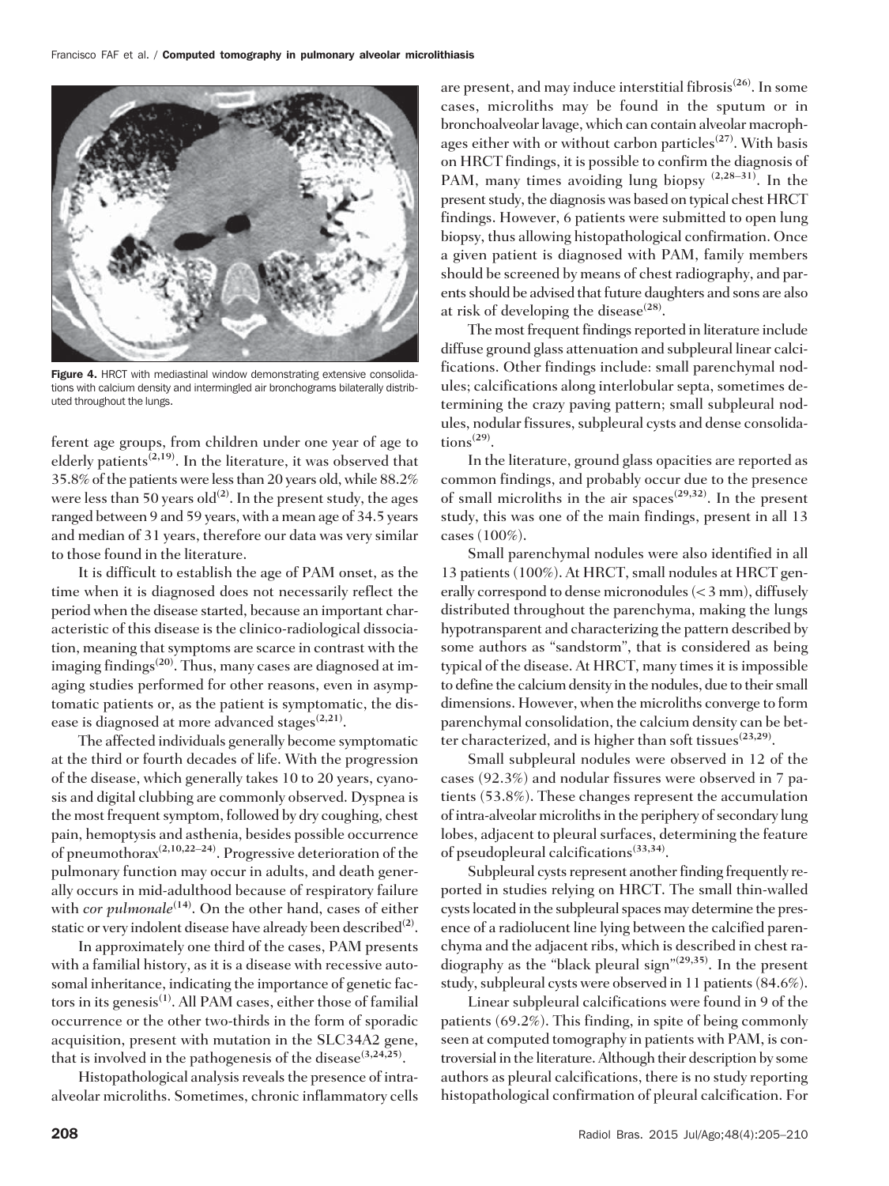Figure 4. HRCT with mediastinal window demonstrating extensive consolidations with calcium density and intermingled air bronchograms bilaterally distributed throughout the lungs.

ferent age groups, from children under one year of age to elderly patients[2,19]. In the literature, it was observed that 35.8% of the patients were less than 20 years old, while 88.2% were less than 50 years old[2]. In the present study, the ages ranged between 9 and 59 years, with a mean age of 34.5 years and median of 31 years, therefore our data was very similar to those found in the literature.

It is difficult to establish the age of PAM onset, as the time when it is diagnosed does not necessarily reflect the period when the disease started, because an important characteristic of this disease is the clinico-radiological dissociation, meaning that symptoms are scarce in contrast with the imaging findings[20]. Thus, many cases are diagnosed at imaging studies performed for other reasons, even in asymptomatic patients or, as the patient is symptomatic, the disease is diagnosed at more advanced stages[2,21].

The affected individuals generally become symptomatic at the third or fourth decades of life. With the progression of the disease, which generally takes 10 to 20 years, cyanosis and digital clubbing are commonly observed. Dyspnea is the most frequent symptom, followed by dry coughing, chest pain, hemoptysis and asthenia, besides possible occurrence of pneumothorax[2,10,22–24]. Progressive deterioration of the pulmonary function may occur in adults, and death generally occurs in mid-adulthood because of respiratory failure with *cor pulmonale*[14]. On the other hand, cases of either static or very indolent disease have already been described[2].

In approximately one third of the cases, PAM presents with a familial history, as it is a disease with recessive autosomal inheritance, indicating the importance of genetic factors in its genesis[1]. All PAM cases, either those of familial occurrence or the other two-thirds in the form of sporadic acquisition, present with mutation in the SLC34A2 gene, that is involved in the pathogenesis of the disease[3,24,25].

Histopathological analysis reveals the presence of intra-alveolar microliths. Sometimes, chronic inflammatory cells are present, and may induce interstitial fibrosis[26]. In some cases, microliths may be found in the sputum or in bronchoalveolar lavage, which can contain alveolar macrophages either with or without carbon particles[27]. With basis on HRCT findings, it is possible to confirm the diagnosis of PAM, many times avoiding lung biopsy[2,28–31]. In the present study, the diagnosis was based on typical chest HRCT findings. However, 6 patients were submitted to open lung biopsy, thus allowing histopathological confirmation. Once a given patient is diagnosed with PAM, family members should be screened by means of chest radiography, and parents should be advised that future daughters and sons are also at risk of developing the disease[28].

The most frequent findings reported in literature include diffuse ground glass attenuation and subpleural linear calcifications. Other findings include: small parenchymal nodules; calcifications along interlobular septa, sometimes determining the crazy paving pattern; small subpleural nodules, nodular fissures, subpleural cysts and dense consolidations[29].

In the literature, ground glass opacities are reported as common findings, and probably occur due to the presence of small microliths in the air spaces[29,32]. In the present study, this was one of the main findings, present in all 13 cases (100%).

Small parenchymal nodules were also identified in all 13 patients (100%). At HRCT, small nodules at HRCT generally correspond to dense micronodules (< 3 mm), diffusely distributed throughout the parenchyma, making the lungs hypotransparent and characterizing the pattern described by some authors as "sandstorm", that is considered as being typical of the disease. At HRCT, many times it is impossible to define the calcium density in the nodules, due to their small dimensions. However, when the microliths converge to form parenchymal consolidation, the calcium density can be better characterized, and is higher than soft tissues[23,29].

Small subpleural nodules were observed in 12 of the cases (92.3%) and nodular fissures were observed in 7 patients (53.8%). These changes represent the accumulation of intra-alveolar microliths in the periphery of secondary lung lobes, adjacent to pleural surfaces, determining the feature of pseudopleural calcifications[33,34].

Subpleural cysts represent another finding frequently reported in studies relying on HRCT. The small thin-walled cysts located in the subpleural spaces may determine the presence of a radiolucent line lying between the calcified parenchyma and the adjacent ribs, which is described in chest radiography as the "black pleural sign"[29,35]. In the present study, subpleural cysts were observed in 11 patients (84.6%).

Linear subpleural calcifications were found in 9 of the patients (69.2%). This finding, in spite of being commonly seen at computed tomography in patients with PAM, is controversial in the literature. Although their description by some authors as pleural calcifications, there is no study reporting histopathological confirmation of pleural calcification. For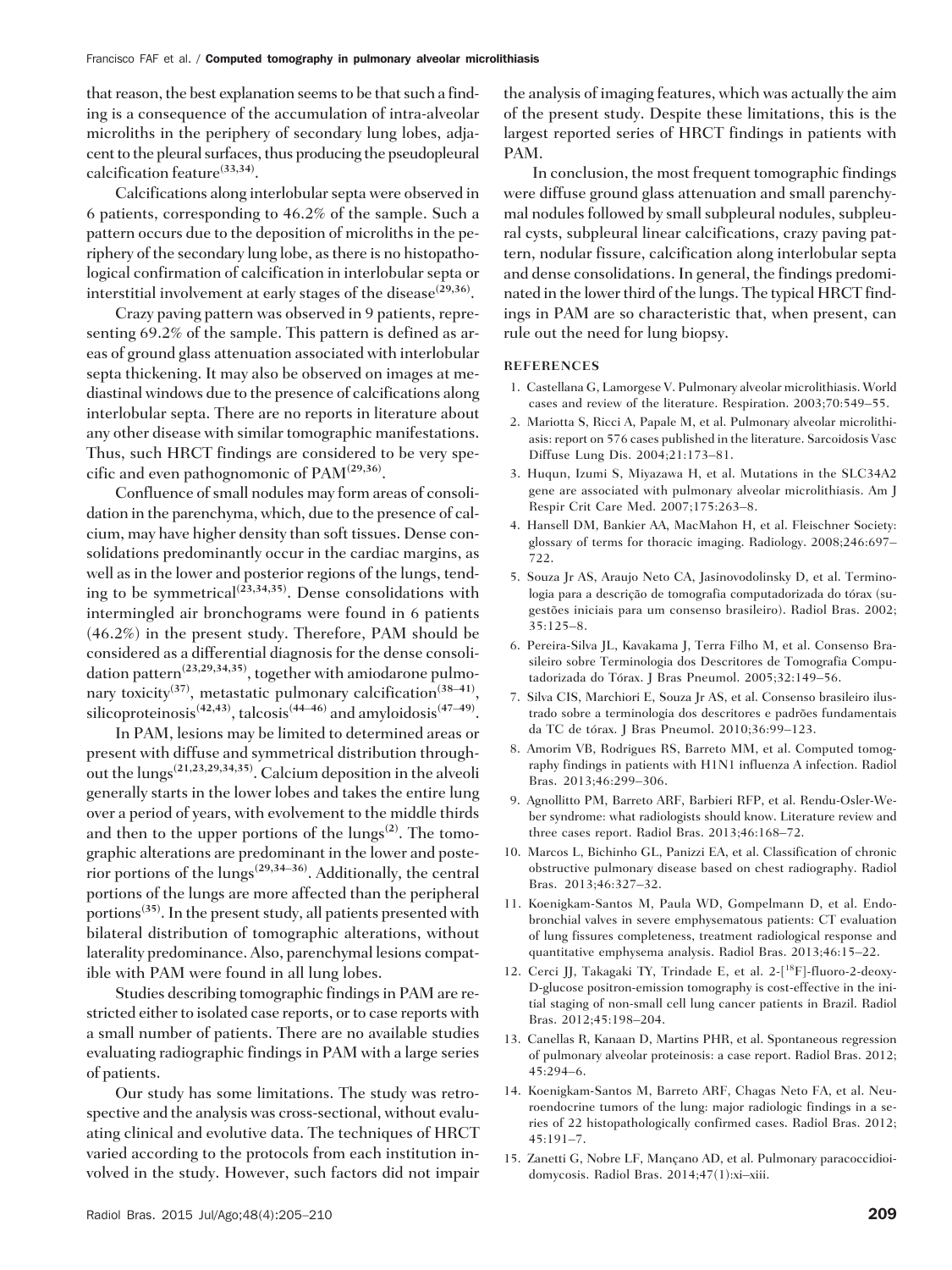that reason, the best explanation seems to be that such a finding is a consequence of the accumulation of intra-alveolar microliths in the periphery of secondary lung lobes, adjacent to the pleural surfaces, thus producing the pseudopleural calcification feature[33,34].

Calcifications along interlobular septa were observed in 6 patients, corresponding to 46.2% of the sample. Such a pattern occurs due to the deposition of microliths in the periphery of the secondary lung lobe, as there is no histopathological confirmation of calcification in interlobular septa or interstitial involvement at early stages of the disease[29,36].

Crazy paving pattern was observed in 9 patients, representing 69.2% of the sample. This pattern is defined as areas of ground glass attenuation associated with interlobular septa thickening. It may also be observed on images at mediastinal windows due to the presence of calcifications along interlobular septa. There are no reports in literature about any other disease with similar tomographic manifestations. Thus, such HRCT findings are considered to be very specific and even pathognomonic of PAM[29,36].

Confluence of small nodules may form areas of consolidation in the parenchyma, which, due to the presence of calcium, may have higher density than soft tissues. Dense consolidations predominantly occur in the cardiac margins, as well as in the lower and posterior regions of the lungs, tending to be symmetrical[23,34,35]. Dense consolidations with intermingled air bronchograms were found in 6 patients (46.2%) in the present study. Therefore, PAM should be considered as a differential diagnosis for the dense consolidation pattern[23,29,34,35], together with amiodarone pulmonary toxicity[37], metastatic pulmonary calcification[38–41], silicoproteinosis[42,43], talcosis[44–46] and amyloidosis[47–49].

In PAM, lesions may be limited to determined areas or present with diffuse and symmetrical distribution throughout the lungs[21,23,29,34,35]. Calcium deposition in the alveoli generally starts in the lower lobes and takes the entire lung over a period of years, with evolvement to the middle thirds and then to the upper portions of the lungs[2]. The tomographic alterations are predominant in the lower and posterior portions of the lungs[29,34–36]. Additionally, the central portions of the lungs are more affected than the peripheral portions[35]. In the present study, all patients presented with bilateral distribution of tomographic alterations, without laterality predominance. Also, parenchymal lesions compatible with PAM were found in all lung lobes.

Studies describing tomographic findings in PAM are restricted either to isolated case reports, or to case reports with a small number of patients. There are no available studies evaluating radiographic findings in PAM with a large series of patients.

Our study has some limitations. The study was retrospective and the analysis was cross-sectional, without evaluating clinical and evolutive data. The techniques of HRCT varied according to the protocols from each institution involved in the study. However, such factors did not impair the analysis of imaging features, which was actually the aim of the present study. Despite these limitations, this is the largest reported series of HRCT findings in patients with PAM.

In conclusion, the most frequent tomographic findings were diffuse ground glass attenuation and small parenchymal nodules followed by small subpleural nodules, subpleural cysts, subpleural linear calcifications, crazy paving pattern, nodular fissure, calcification along interlobular septa and dense consolidations. In general, the findings predominated in the lower third of the lungs. The typical HRCT findings in PAM are so characteristic that, when present, can rule out the need for lung biopsy.

## REFERENCES

1. Castellana G, Lamorgese V. Pulmonary alveolar microlithiasis. World cases and review of the literature. Respiration. 2003;70:549–55.
2. Mariotta S, Ricci A, Papale M, et al. Pulmonary alveolar microlithiasis: report on 576 cases published in the literature. Sarcoidosis Vasc Diffuse Lung Dis. 2004;21:173–81.
3. Huqun, Izumi S, Miyazawa H, et al. Mutations in the SLC34A2 gene are associated with pulmonary alveolar microlithiasis. Am J Respir Crit Care Med. 2007;175:263–8.
4. Hansell DM, Bankier AA, MacMahon H, et al. Fleischner Society: glossary of terms for thoracic imaging. Radiology. 2008;246:697–722.
5. Souza Jr AS, Araujo Neto CA, Jasinovodolinsky D, et al. Terminologia para a descrição de tomografia computadorizada do tórax (sugestões iniciais para um consenso brasileiro). Radiol Bras. 2002; 35:125–8.
6. Pereira-Silva JL, Kavakama J, Terra Filho M, et al. Consenso Brasileiro sobre Terminologia dos Descritores de Tomografia Computadorizada do Tórax. J Bras Pneumol. 2005;32:149–56.
7. Silva CIS, Marchiori E, Souza Jr AS, et al. Consenso brasileiro ilustrado sobre a terminologia dos descritores e padrões fundamentais da TC de tórax. J Bras Pneumol. 2010;36:99–123.
8. Amorim VB, Rodrigues RS, Barreto MM, et al. Computed tomography findings in patients with H1N1 influenza A infection. Radiol Bras. 2013;46:299–306.
9. Agnollitto PM, Barreto ARF, Barbieri RFP, et al. Rendu-Osler-Weber syndrome: what radiologists should know. Literature review and three cases report. Radiol Bras. 2013;46:168–72.
10. Marcos L, Bichinho GL, Panizzi EA, et al. Classification of chronic obstructive pulmonary disease based on chest radiography. Radiol Bras. 2013;46:327–32.
11. Koenigkam-Santos M, Paula WD, Gompelmann D, et al. Endobronchial valves in severe emphysematous patients: CT evaluation of lung fissures completeness, treatment radiological response and quantitative emphysema analysis. Radiol Bras. 2013;46:15–22.
12. Cerci JJ, Takagaki TY, Trindade E, et al. 2-[$^{18}$F]-fluoro-2-deoxy-D-glucose positron-emission tomography is cost-effective in the initial staging of non-small cell lung cancer patients in Brazil. Radiol Bras. 2012;45:198–204.
13. Canellas R, Kanaan D, Martins PHR, et al. Spontaneous regression of pulmonary alveolar proteinosis: a case report. Radiol Bras. 2012; 45:294–6.
14. Koenigkam-Santos M, Barreto ARF, Chagas Neto FA, et al. Neuroendocrine tumors of the lung: major radiologic findings in a series of 22 histopathologically confirmed cases. Radiol Bras. 2012; 45:191–7.
15. Zanetti G, Nobre LF, Mançano AD, et al. Pulmonary paracoccidioidomycosis. Radiol Bras. 2014;47(1):xi–xiii.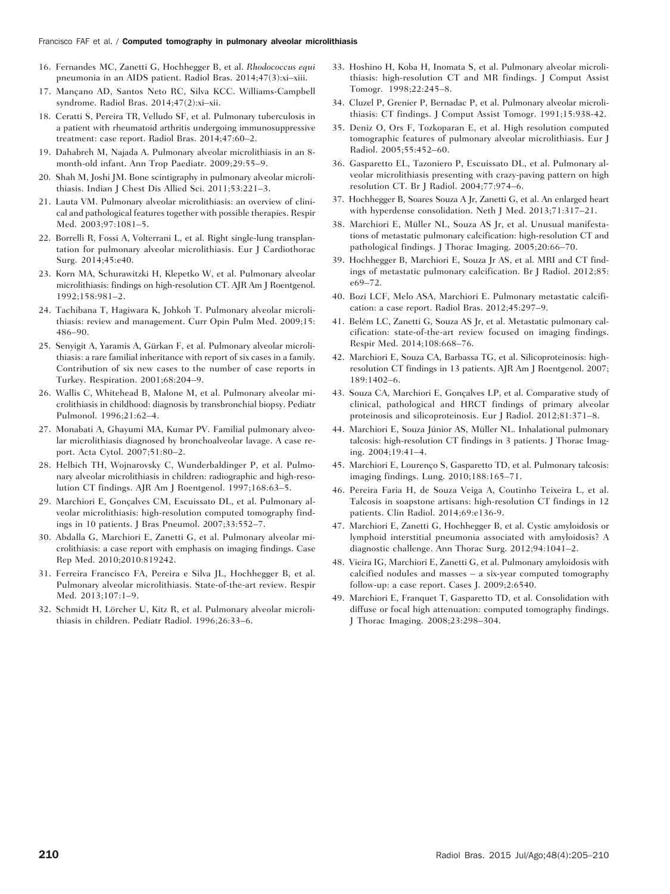16. Fernandes MC, Zanetti G, Hochhegger B, et al. *Rhodococcus equi* pneumonia in an AIDS patient. Radiol Bras. 2014;47(3):xi–xiii.
17. Mançano AD, Santos Neto RC, Silva KCC. Williams-Campbell syndrome. Radiol Bras. 2014;47(2):xi–xii.
18. Ceratti S, Pereira TR, Velludo SF, et al. Pulmonary tuberculosis in a patient with rheumatoid arthritis undergoing immunosuppressive treatment: case report. Radiol Bras. 2014;47:60–2.
19. Dahabreh M, Najada A. Pulmonary alveolar microlithiasis in an 8-month-old infant. Ann Trop Paediatr. 2009;29:55–9.
20. Shah M, Joshi JM. Bone scintigraphy in pulmonary alveolar microlithiasis. Indian J Chest Dis Allied Sci. 2011;53:221–3.
21. Lauta VM. Pulmonary alveolar microlithiasis: an overview of clinical and pathological features together with possible therapies. Respir Med. 2003;97:1081–5.
22. Borrelli R, Fossi A, Volterrani L, et al. Right single-lung transplantation for pulmonary alveolar microlithiasis. Eur J Cardiothorac Surg. 2014;45:e40.
23. Korn MA, Schurawitzki H, Klepetko W, et al. Pulmonary alveolar microlithiasis: findings on high-resolution CT. AJR Am J Roentgenol. 1992;158:981–2.
24. Tachibana T, Hagiwara K, Johkoh T. Pulmonary alveolar microlithiasis: review and management. Curr Opin Pulm Med. 2009;15: 486–90.
25. Senyigit A, Yaramis A, Gürkan F, et al. Pulmonary alveolar microlithiasis: a rare familial inheritance with report of six cases in a family. Contribution of six new cases to the number of case reports in Turkey. Respiration. 2001;68:204–9.
26. Wallis C, Whitehead B, Malone M, et al. Pulmonary alveolar microlithiasis in childhood: diagnosis by transbronchial biopsy. Pediatr Pulmonol. 1996;21:62–4.
27. Monabati A, Ghayumi MA, Kumar PV. Familial pulmonary alveolar microlithiasis diagnosed by bronchoalveolar lavage. A case report. Acta Cytol. 2007;51:80–2.
28. Helbich TH, Wojnarovsky C, Wunderbaldinger P, et al. Pulmonary alveolar microlithiasis in children: radiographic and high-resolution CT findings. AJR Am J Roentgenol. 1997;168:63–5.
29. Marchiori E, Gonçalves CM, Escuissato DL, et al. Pulmonary alveolar microlithiasis: high-resolution computed tomography findings in 10 patients. J Bras Pneumol. 2007;33:552–7.
30. Abdalla G, Marchiori E, Zanetti G, et al. Pulmonary alveolar microlithiasis: a case report with emphasis on imaging findings. Case Rep Med. 2010;2010:819242.
31. Ferreira Francisco FA, Pereira e Silva JL, Hochhegger B, et al. Pulmonary alveolar microlithiasis. State-of-the-art review. Respir Med. 2013;107:1–9.
32. Schmidt H, Lörcher U, Kitz R, et al. Pulmonary alveolar microlithiasis in children. Pediatr Radiol. 1996;26:33–6.
33. Hoshino H, Koba H, Inomata S, et al. Pulmonary alveolar microlithiasis: high-resolution CT and MR findings. J Comput Assist Tomogr. 1998;22:245–8.
34. Cluzel P, Grenier P, Bernadac P, et al. Pulmonary alveolar microlithiasis: CT findings. J Comput Assist Tomogr. 1991;15:938-42.
35. Deniz O, Ors F, Tozkoparan E, et al. High resolution computed tomographic features of pulmonary alveolar microlithiasis. Eur J Radiol. 2005;55:452–60.
36. Gasparetto EL, Tazoniero P, Escuissato DL, et al. Pulmonary alveolar microlithiasis presenting with crazy-paving pattern on high resolution CT. Br J Radiol. 2004;77:974–6.
37. Hochhegger B, Soares Souza A Jr, Zanetti G, et al. An enlarged heart with hyperdense consolidation. Neth J Med. 2013;71:317–21.
38. Marchiori E, Müller NL, Souza AS Jr, et al. Unusual manifestations of metastatic pulmonary calcification: high-resolution CT and pathological findings. J Thorac Imaging. 2005;20:66–70.
39. Hochhegger B, Marchiori E, Souza Jr AS, et al. MRI and CT findings of metastatic pulmonary calcification. Br J Radiol. 2012;85: e69–72.
40. Bozi LCF, Melo ASA, Marchiori E. Pulmonary metastatic calcification: a case report. Radiol Bras. 2012;45:297–9.
41. Belém LC, Zanetti G, Souza AS Jr, et al. Metastatic pulmonary calcification: state-of-the-art review focused on imaging findings. Respir Med. 2014;108:668–76.
42. Marchiori E, Souza CA, Barbassa TG, et al. Silicoproteinosis: high-resolution CT findings in 13 patients. AJR Am J Roentgenol. 2007; 189:1402–6.
43. Souza CA, Marchiori E, Gonçalves LP, et al. Comparative study of clinical, pathological and HRCT findings of primary alveolar proteinosis and silicoproteinosis. Eur J Radiol. 2012;81:371–8.
44. Marchiori E, Souza Júnior AS, Müller NL. Inhalational pulmonary talcosis: high-resolution CT findings in 3 patients. J Thorac Imaging. 2004;19:41–4.
45. Marchiori E, Lourenço S, Gasparetto TD, et al. Pulmonary talcosis: imaging findings. Lung. 2010;188:165–71.
46. Pereira Faria H, de Souza Veiga A, Coutinho Teixeira L, et al. Talcosis in soapstone artisans: high-resolution CT findings in 12 patients. Clin Radiol. 2014;69:e136-9.
47. Marchiori E, Zanetti G, Hochhegger B, et al. Cystic amyloidosis or lymphoid interstitial pneumonia associated with amyloidosis? A diagnostic challenge. Ann Thorac Surg. 2012;94:1041–2.
48. Vieira IG, Marchiori E, Zanetti G, et al. Pulmonary amyloidosis with calcified nodules and masses – a six-year computed tomography follow-up: a case report. Cases J. 2009;2:6540.
49. Marchiori E, Franquet T, Gasparetto TD, et al. Consolidation with diffuse or focal high attenuation: computed tomography findings. J Thorac Imaging. 2008;23:298–304.